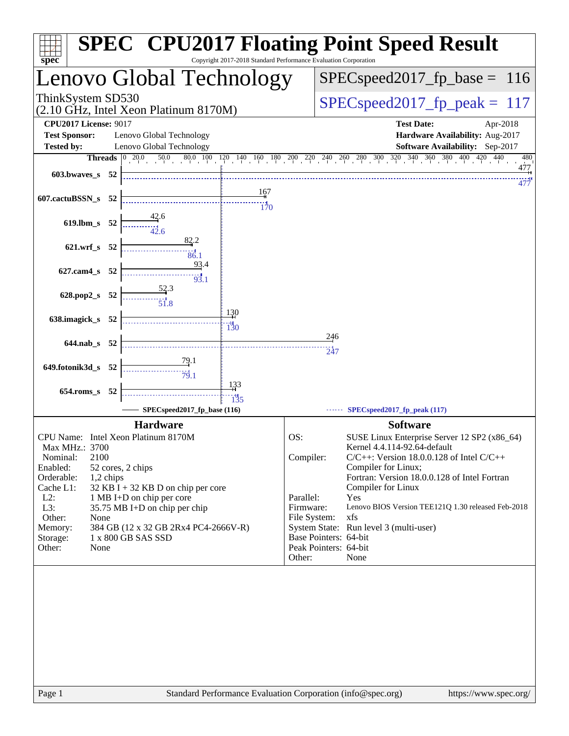# SPEC CPU2017 Floating Point Speed Result

Copyright 2017-2018 Standard Performance Evaluation Corporation

## Lenovo Global Technology

ThinkSystem SD530
(2.10 GHz, Intel Xeon Platinum 8170M)

SPECspeed2017_fp_base = 116

SPECspeed2017_fp_peak = 117

**CPU2017 License:** 9017
**Test Sponsor:** Lenovo Global Technology
**Tested by:** Lenovo Global Technology

**Test Date:** Apr-2018
**Hardware Availability:** Aug-2017
**Software Availability:** Sep-2017

| Benchmark | Threads | Base | Peak |
|---|---|---|---|
| 603.bwaves_s | 52 | 477 | 477 |
| 607.cactuBSSN_s | 52 | 167 | 170 |
| 619.lbm_s | 52 | 42.6 | 42.6 |
| 621.wrf_s | 52 | 82.2 | 86.1 |
| 627.cam4_s | 52 | 93.4 | 93.1 |
| 628.pop2_s | 52 | 52.3 | 51.8 |
| 638.imagick_s | 52 | 130 | 130 |
| 644.nab_s | 52 | 246 | 247 |
| 649.fotonik3d_s | 52 | 79.1 | 79.1 |
| 654.roms_s | 52 | 133 | 135 |

SPECspeed2017_fp_base (116) — SPECspeed2017_fp_peak (117)

### Hardware

| | |
|---|---|
| CPU Name: | Intel Xeon Platinum 8170M |
| Max MHz.: | 3700 |
| Nominal: | 2100 |
| Enabled: | 52 cores, 2 chips |
| Orderable: | 1,2 chips |
| Cache L1: | 32 KB I + 32 KB D on chip per core |
| L2: | 1 MB I+D on chip per core |
| L3: | 35.75 MB I+D on chip per chip |
| Other: | None |
| Memory: | 384 GB (12 x 32 GB 2Rx4 PC4-2666V-R) |
| Storage: | 1 x 800 GB SAS SSD |
| Other: | None |

### Software

| | |
|---|---|
| OS: | SUSE Linux Enterprise Server 12 SP2 (x86_64) Kernel 4.4.114-92.64-default |
| Compiler: | C/C++: Version 18.0.0.128 of Intel C/C++ Compiler for Linux; Fortran: Version 18.0.0.128 of Intel Fortran Compiler for Linux |
| Parallel: | Yes |
| Firmware: | Lenovo BIOS Version TEE121Q 1.30 released Feb-2018 |
| File System: | xfs |
| System State: | Run level 3 (multi-user) |
| Base Pointers: | 64-bit |
| Peak Pointers: | 64-bit |
| Other: | None |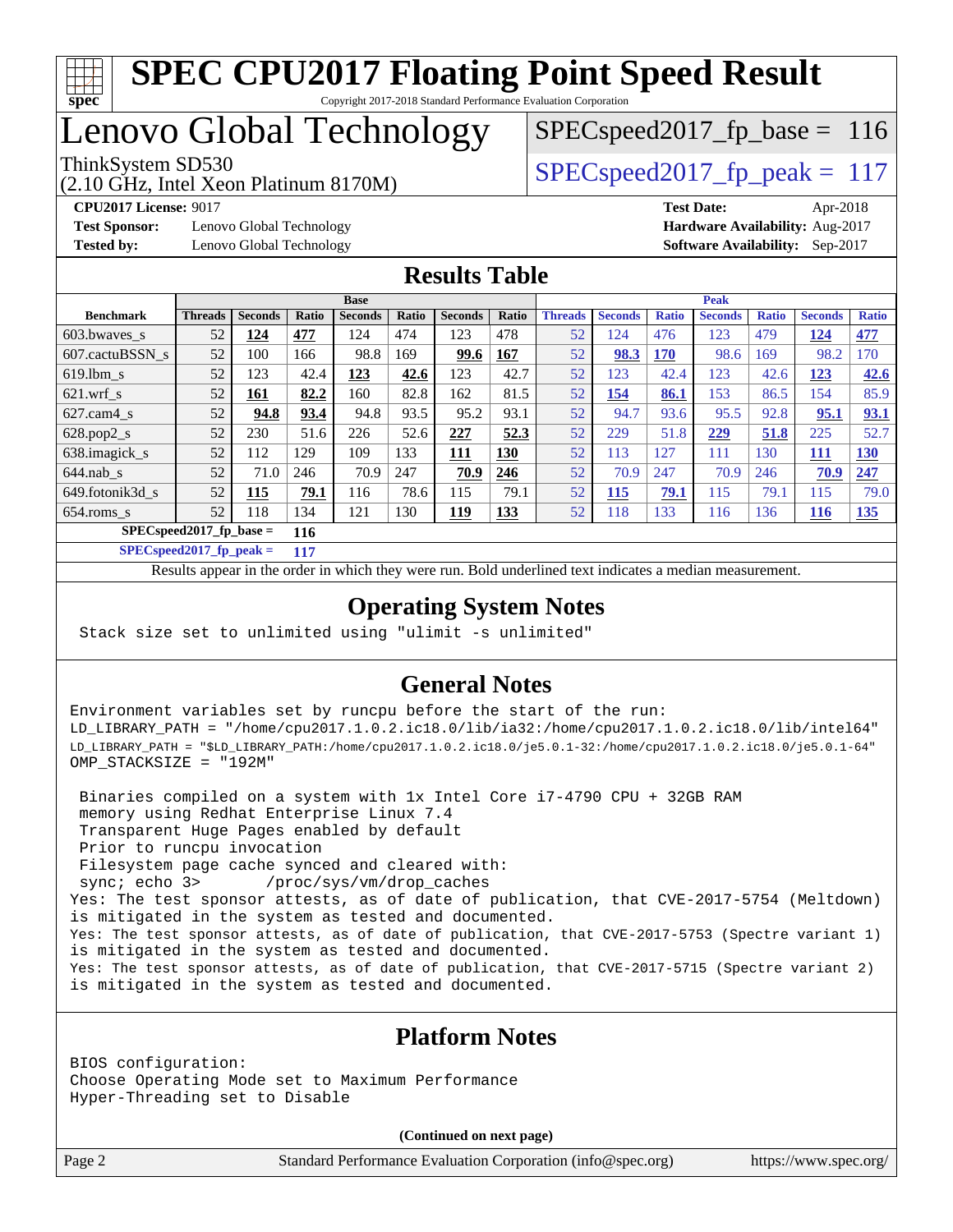# SPEC CPU2017 Floating Point Speed Result

Copyright 2017-2018 Standard Performance Evaluation Corporation

# Lenovo Global Technology

ThinkSystem SD530
(2.10 GHz, Intel Xeon Platinum 8170M)

SPECspeed2017_fp_base = 116

SPECspeed2017_fp_peak = 117

**CPU2017 License:** 9017
**Test Sponsor:** Lenovo Global Technology
**Tested by:** Lenovo Global Technology
**Test Date:** Apr-2018
**Hardware Availability:** Aug-2017
**Software Availability:** Sep-2017

## Results Table

| | Base | | | | | | | Peak | | | | | | |
|---|---|---|---|---|---|---|---|---|---|---|---|---|---|---|
| **Benchmark** | **Threads** | **Seconds** | **Ratio** | **Seconds** | **Ratio** | **Seconds** | **Ratio** | **Threads** | **Seconds** | **Ratio** | **Seconds** | **Ratio** | **Seconds** | **Ratio** |
| 603.bwaves_s | 52 | **124** | **477** | 124 | 474 | 123 | 478 | 52 | 124 | 476 | 123 | 479 | **124** | **477** |
| 607.cactuBSSN_s | 52 | 100 | 166 | 98.8 | 169 | **99.6** | **167** | 52 | **98.3** | **170** | 98.6 | 169 | 98.2 | 170 |
| 619.lbm_s | 52 | 123 | 42.4 | **123** | **42.6** | 123 | 42.7 | 52 | 123 | 42.4 | 123 | 42.6 | **123** | **42.6** |
| 621.wrf_s | 52 | **161** | **82.2** | 160 | 82.8 | 162 | 81.5 | 52 | **154** | **86.1** | 153 | 86.5 | 154 | 85.9 |
| 627.cam4_s | 52 | **94.8** | **93.4** | 94.8 | 93.5 | 95.2 | 93.1 | 52 | 94.7 | 93.6 | 95.5 | 92.8 | **95.1** | **93.1** |
| 628.pop2_s | 52 | 230 | 51.6 | 226 | 52.6 | **227** | **52.3** | 52 | 229 | 51.8 | **229** | **51.8** | 225 | 52.7 |
| 638.imagick_s | 52 | 112 | 129 | 109 | 133 | **111** | **130** | 52 | 113 | 127 | 111 | 130 | **111** | **130** |
| 644.nab_s | 52 | 71.0 | 246 | 70.9 | 247 | **70.9** | **246** | 52 | 70.9 | 247 | 70.9 | 246 | **70.9** | **247** |
| 649.fotonik3d_s | 52 | **115** | **79.1** | 116 | 78.6 | 115 | 79.1 | 52 | **115** | **79.1** | 115 | 79.1 | 115 | 79.0 |
| 654.roms_s | 52 | 118 | 134 | 121 | 130 | **119** | **133** | 52 | 118 | 133 | 116 | 136 | **116** | **135** |

**SPECspeed2017_fp_base = 116**

**SPECspeed2017_fp_peak = 117**

Results appear in the order in which they were run. Bold underlined text indicates a median measurement.

## Operating System Notes

```
Stack size set to unlimited using "ulimit -s unlimited"
```

## General Notes

```
Environment variables set by runcpu before the start of the run:
LD_LIBRARY_PATH = "/home/cpu2017.1.0.2.ic18.0/lib/ia32:/home/cpu2017.1.0.2.ic18.0/lib/intel64"
LD_LIBRARY_PATH = "$LD_LIBRARY_PATH:/home/cpu2017.1.0.2.ic18.0/je5.0.1-32:/home/cpu2017.1.0.2.ic18.0/je5.0.1-64"
OMP_STACKSIZE = "192M"

 Binaries compiled on a system with 1x Intel Core i7-4790 CPU + 32GB RAM
 memory using Redhat Enterprise Linux 7.4
 Transparent Huge Pages enabled by default
 Prior to runcpu invocation
 Filesystem page cache synced and cleared with:
 sync; echo 3>       /proc/sys/vm/drop_caches
Yes: The test sponsor attests, as of date of publication, that CVE-2017-5754 (Meltdown)
is mitigated in the system as tested and documented.
Yes: The test sponsor attests, as of date of publication, that CVE-2017-5753 (Spectre variant 1)
is mitigated in the system as tested and documented.
Yes: The test sponsor attests, as of date of publication, that CVE-2017-5715 (Spectre variant 2)
is mitigated in the system as tested and documented.
```

## Platform Notes

```
BIOS configuration:
Choose Operating Mode set to Maximum Performance
Hyper-Threading set to Disable
```

(Continued on next page)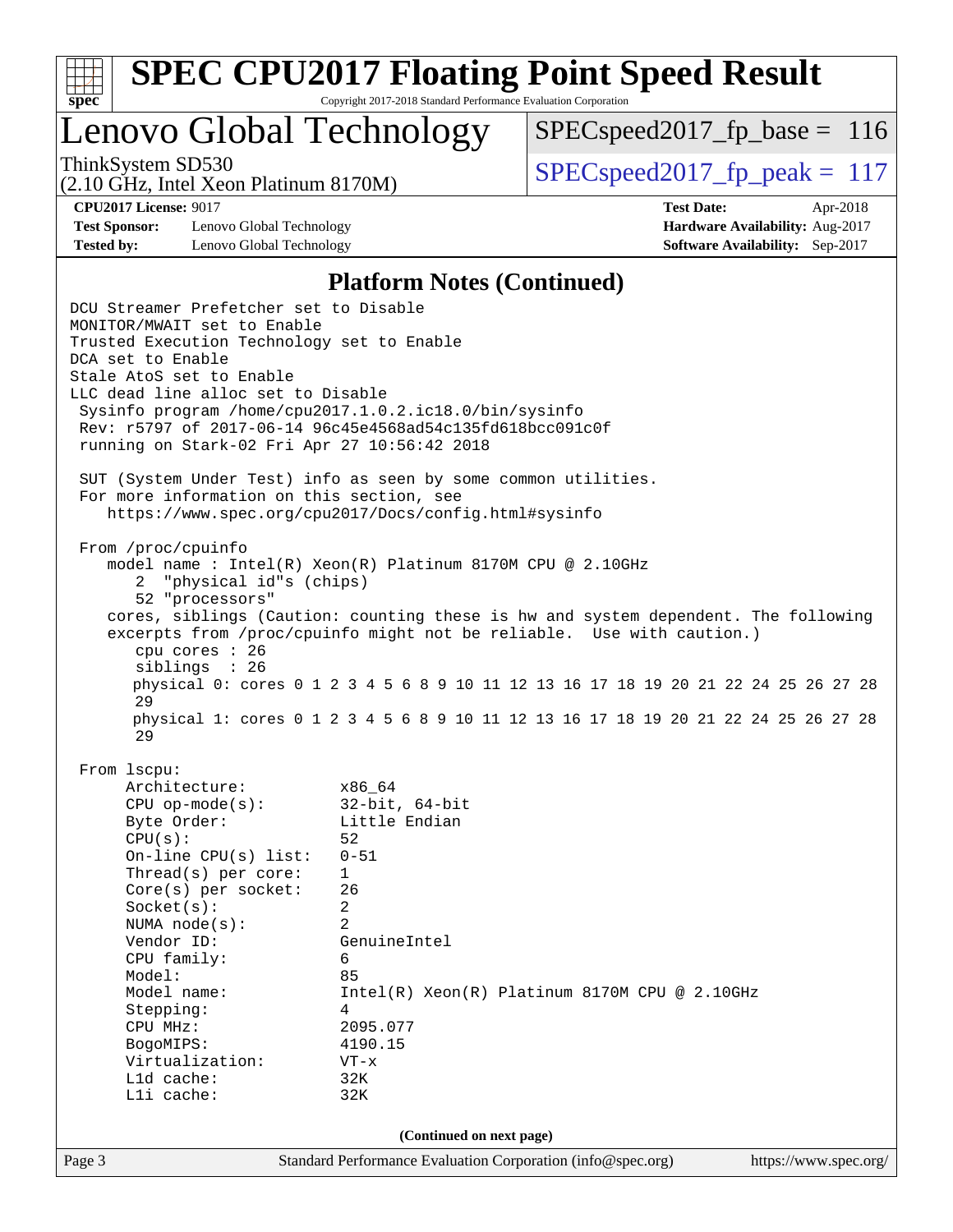# SPEC CPU2017 Floating Point Speed Result

Copyright 2017-2018 Standard Performance Evaluation Corporation

## Lenovo Global Technology

ThinkSystem SD530
(2.10 GHz, Intel Xeon Platinum 8170M)

SPECspeed2017_fp_base = 116

SPECspeed2017_fp_peak = 117

**CPU2017 License:** 9017
**Test Sponsor:** Lenovo Global Technology
**Tested by:** Lenovo Global Technology

**Test Date:** Apr-2018
**Hardware Availability:** Aug-2017
**Software Availability:** Sep-2017

### Platform Notes (Continued)

```
DCU Streamer Prefetcher set to Disable
MONITOR/MWAIT set to Enable
Trusted Execution Technology set to Enable
DCA set to Enable
Stale AtoS set to Enable
LLC dead line alloc set to Disable
 Sysinfo program /home/cpu2017.1.0.2.ic18.0/bin/sysinfo
 Rev: r5797 of 2017-06-14 96c45e4568ad54c135fd618bcc091c0f
 running on Stark-02 Fri Apr 27 10:56:42 2018

 SUT (System Under Test) info as seen by some common utilities.
 For more information on this section, see
    https://www.spec.org/cpu2017/Docs/config.html#sysinfo

 From /proc/cpuinfo
    model name : Intel(R) Xeon(R) Platinum 8170M CPU @ 2.10GHz
       2  "physical id"s (chips)
       52 "processors"
    cores, siblings (Caution: counting these is hw and system dependent. The following
    excerpts from /proc/cpuinfo might not be reliable.  Use with caution.)
       cpu cores : 26
       siblings  : 26
       physical 0: cores 0 1 2 3 4 5 6 8 9 10 11 12 13 16 17 18 19 20 21 22 24 25 26 27 28
       29
       physical 1: cores 0 1 2 3 4 5 6 8 9 10 11 12 13 16 17 18 19 20 21 22 24 25 26 27 28
       29

 From lscpu:
      Architecture:          x86_64
      CPU op-mode(s):        32-bit, 64-bit
      Byte Order:            Little Endian
      CPU(s):                52
      On-line CPU(s) list:   0-51
      Thread(s) per core:    1
      Core(s) per socket:    26
      Socket(s):             2
      NUMA node(s):          2
      Vendor ID:             GenuineIntel
      CPU family:            6
      Model:                 85
      Model name:            Intel(R) Xeon(R) Platinum 8170M CPU @ 2.10GHz
      Stepping:              4
      CPU MHz:               2095.077
      BogoMIPS:              4190.15
      Virtualization:        VT-x
      L1d cache:             32K
      L1i cache:             32K
```

(Continued on next page)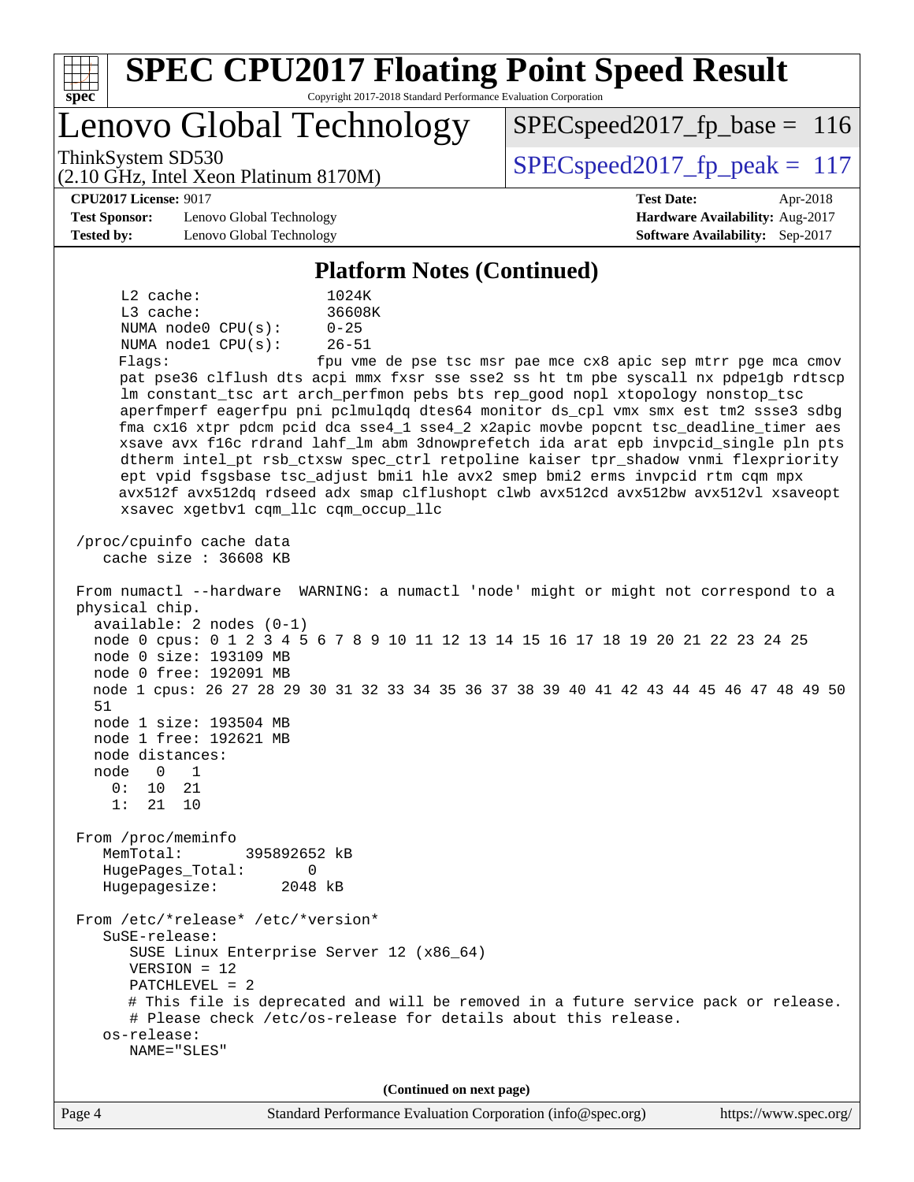## Platform Notes (Continued)

```
     L2 cache:              1024K
     L3 cache:              36608K
     NUMA node0 CPU(s):     0-25
     NUMA node1 CPU(s):     26-51
     Flags:                 fpu vme de pse tsc msr pae mce cx8 apic sep mtrr pge mca cmov
     pat pse36 clflush dts acpi mmx fxsr sse sse2 ss ht tm pbe syscall nx pdpe1gb rdtscp
     lm constant_tsc art arch_perfmon pebs bts rep_good nopl xtopology nonstop_tsc
     aperfmperf eagerfpu pni pclmulqdq dtes64 monitor ds_cpl vmx smx est tm2 ssse3 sdbg
     fma cx16 xtpr pdcm pcid dca sse4_1 sse4_2 x2apic movbe popcnt tsc_deadline_timer aes
     xsave avx f16c rdrand lahf_lm abm 3dnowprefetch ida arat epb invpcid_single pln pts
     dtherm intel_pt rsb_ctxsw spec_ctrl retpoline kaiser tpr_shadow vnmi flexpriority
     ept vpid fsgsbase tsc_adjust bmi1 hle avx2 smep bmi2 erms invpcid rtm cqm mpx
     avx512f avx512dq rdseed adx smap clflushopt clwb avx512cd avx512bw avx512vl xsaveopt
     xsavec xgetbv1 cqm_llc cqm_occup_llc

 /proc/cpuinfo cache data
    cache size : 36608 KB

 From numactl --hardware  WARNING: a numactl 'node' might or might not correspond to a
 physical chip.
   available: 2 nodes (0-1)
   node 0 cpus: 0 1 2 3 4 5 6 7 8 9 10 11 12 13 14 15 16 17 18 19 20 21 22 23 24 25
   node 0 size: 193109 MB
   node 0 free: 192091 MB
   node 1 cpus: 26 27 28 29 30 31 32 33 34 35 36 37 38 39 40 41 42 43 44 45 46 47 48 49 50
   51
   node 1 size: 193504 MB
   node 1 free: 192621 MB
   node distances:
   node   0   1
     0:  10  21
     1:  21  10

 From /proc/meminfo
    MemTotal:       395892652 kB
    HugePages_Total:       0
    Hugepagesize:       2048 kB

 From /etc/*release* /etc/*version*
    SuSE-release:
       SUSE Linux Enterprise Server 12 (x86_64)
       VERSION = 12
       PATCHLEVEL = 2
       # This file is deprecated and will be removed in a future service pack or release.
       # Please check /etc/os-release for details about this release.
    os-release:
       NAME="SLES"
```

(Continued on next page)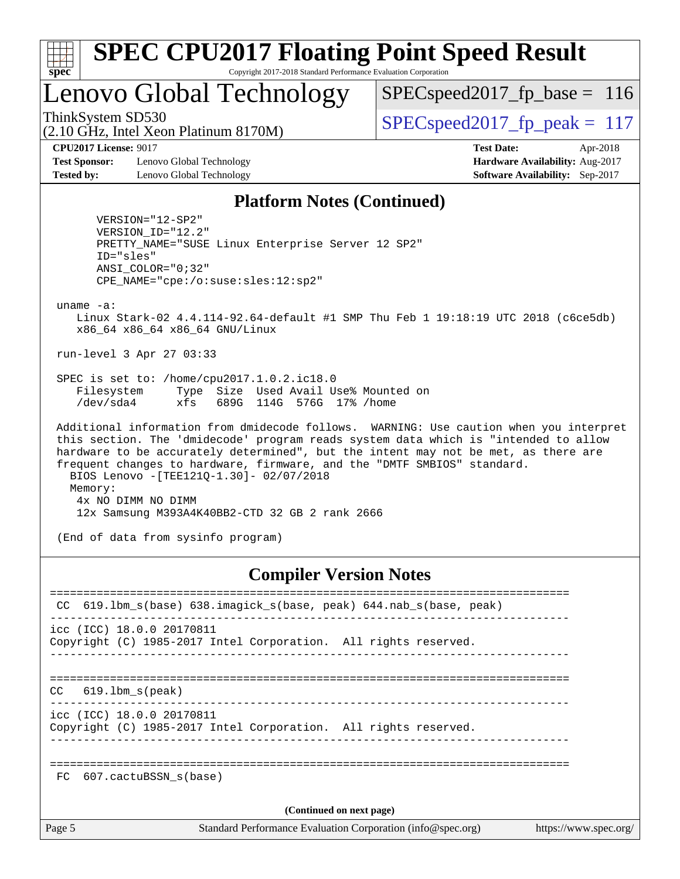## Platform Notes (Continued)

```
       VERSION="12-SP2"
       VERSION_ID="12.2"
       PRETTY_NAME="SUSE Linux Enterprise Server 12 SP2"
       ID="sles"
       ANSI_COLOR="0;32"
       CPE_NAME="cpe:/o:suse:sles:12:sp2"

 uname -a:
    Linux Stark-02 4.4.114-92.64-default #1 SMP Thu Feb 1 19:18:19 UTC 2018 (c6ce5db)
    x86_64 x86_64 x86_64 GNU/Linux

 run-level 3 Apr 27 03:33

 SPEC is set to: /home/cpu2017.1.0.2.ic18.0
    Filesystem     Type  Size  Used Avail Use% Mounted on
    /dev/sda4      xfs   689G  114G  576G  17% /home

 Additional information from dmidecode follows.  WARNING: Use caution when you interpret
 this section. The 'dmidecode' program reads system data which is "intended to allow
 hardware to be accurately determined", but the intent may not be met, as there are
 frequent changes to hardware, firmware, and the "DMTF SMBIOS" standard.
   BIOS Lenovo -[TEE121Q-1.30]- 02/07/2018
   Memory:
    4x NO DIMM NO DIMM
    12x Samsung M393A4K40BB2-CTD 32 GB 2 rank 2666

 (End of data from sysinfo program)
```

## Compiler Version Notes

```
==============================================================================
 CC  619.lbm_s(base) 638.imagick_s(base, peak) 644.nab_s(base, peak)
------------------------------------------------------------------------------
icc (ICC) 18.0.0 20170811
Copyright (C) 1985-2017 Intel Corporation.  All rights reserved.
------------------------------------------------------------------------------

==============================================================================
CC   619.lbm_s(peak)
------------------------------------------------------------------------------
icc (ICC) 18.0.0 20170811
Copyright (C) 1985-2017 Intel Corporation.  All rights reserved.
------------------------------------------------------------------------------

==============================================================================
 FC  607.cactuBSSN_s(base)
```

(Continued on next page)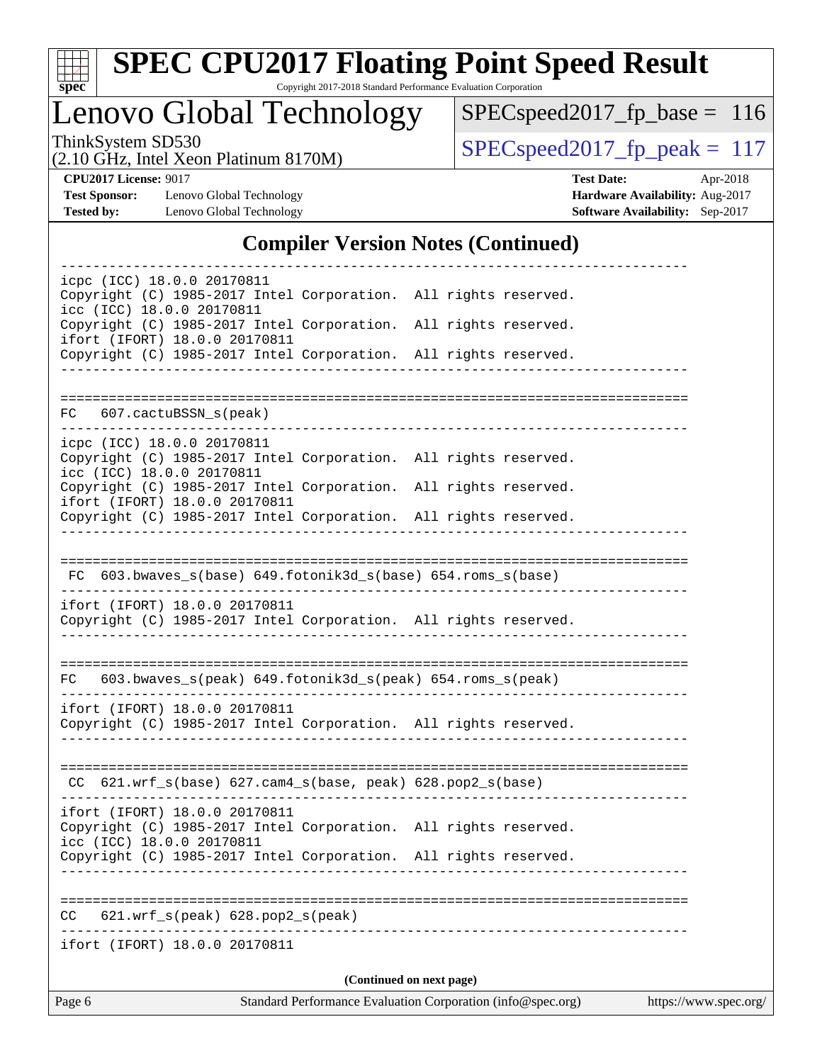## Compiler Version Notes (Continued)

```
------------------------------------------------------------------------------
icpc (ICC) 18.0.0 20170811
Copyright (C) 1985-2017 Intel Corporation.  All rights reserved.
icc (ICC) 18.0.0 20170811
Copyright (C) 1985-2017 Intel Corporation.  All rights reserved.
ifort (IFORT) 18.0.0 20170811
Copyright (C) 1985-2017 Intel Corporation.  All rights reserved.
------------------------------------------------------------------------------

==============================================================================
FC   607.cactuBSSN_s(peak)
------------------------------------------------------------------------------
icpc (ICC) 18.0.0 20170811
Copyright (C) 1985-2017 Intel Corporation.  All rights reserved.
icc (ICC) 18.0.0 20170811
Copyright (C) 1985-2017 Intel Corporation.  All rights reserved.
ifort (IFORT) 18.0.0 20170811
Copyright (C) 1985-2017 Intel Corporation.  All rights reserved.
------------------------------------------------------------------------------

==============================================================================
 FC  603.bwaves_s(base) 649.fotonik3d_s(base) 654.roms_s(base)
------------------------------------------------------------------------------
ifort (IFORT) 18.0.0 20170811
Copyright (C) 1985-2017 Intel Corporation.  All rights reserved.
------------------------------------------------------------------------------

==============================================================================
FC   603.bwaves_s(peak) 649.fotonik3d_s(peak) 654.roms_s(peak)
------------------------------------------------------------------------------
ifort (IFORT) 18.0.0 20170811
Copyright (C) 1985-2017 Intel Corporation.  All rights reserved.
------------------------------------------------------------------------------

==============================================================================
 CC  621.wrf_s(base) 627.cam4_s(base, peak) 628.pop2_s(base)
------------------------------------------------------------------------------
ifort (IFORT) 18.0.0 20170811
Copyright (C) 1985-2017 Intel Corporation.  All rights reserved.
icc (ICC) 18.0.0 20170811
Copyright (C) 1985-2017 Intel Corporation.  All rights reserved.
------------------------------------------------------------------------------

==============================================================================
CC   621.wrf_s(peak) 628.pop2_s(peak)
------------------------------------------------------------------------------
ifort (IFORT) 18.0.0 20170811
```

**(Continued on next page)**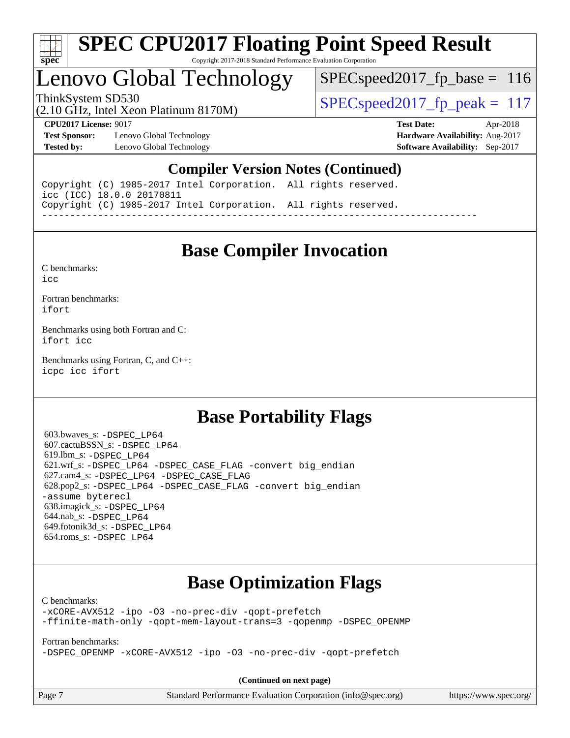## Compiler Version Notes (Continued)

```
Copyright (C) 1985-2017 Intel Corporation.  All rights reserved.
icc (ICC) 18.0.0 20170811
Copyright (C) 1985-2017 Intel Corporation.  All rights reserved.
------------------------------------------------------------------------------
```

## Base Compiler Invocation

C benchmarks:
`icc`

Fortran benchmarks:
`ifort`

Benchmarks using both Fortran and C:
`ifort icc`

Benchmarks using Fortran, C, and C++:
`icpc icc ifort`

## Base Portability Flags

603.bwaves_s: `-DSPEC_LP64`
607.cactuBSSN_s: `-DSPEC_LP64`
619.lbm_s: `-DSPEC_LP64`
621.wrf_s: `-DSPEC_LP64 -DSPEC_CASE_FLAG -convert big_endian`
627.cam4_s: `-DSPEC_LP64 -DSPEC_CASE_FLAG`
628.pop2_s: `-DSPEC_LP64 -DSPEC_CASE_FLAG -convert big_endian -assume byterecl`
638.imagick_s: `-DSPEC_LP64`
644.nab_s: `-DSPEC_LP64`
649.fotonik3d_s: `-DSPEC_LP64`
654.roms_s: `-DSPEC_LP64`

## Base Optimization Flags

C benchmarks:
`-xCORE-AVX512 -ipo -O3 -no-prec-div -qopt-prefetch -ffinite-math-only -qopt-mem-layout-trans=3 -qopenmp -DSPEC_OPENMP`

Fortran benchmarks:
`-DSPEC_OPENMP -xCORE-AVX512 -ipo -O3 -no-prec-div -qopt-prefetch`

**(Continued on next page)**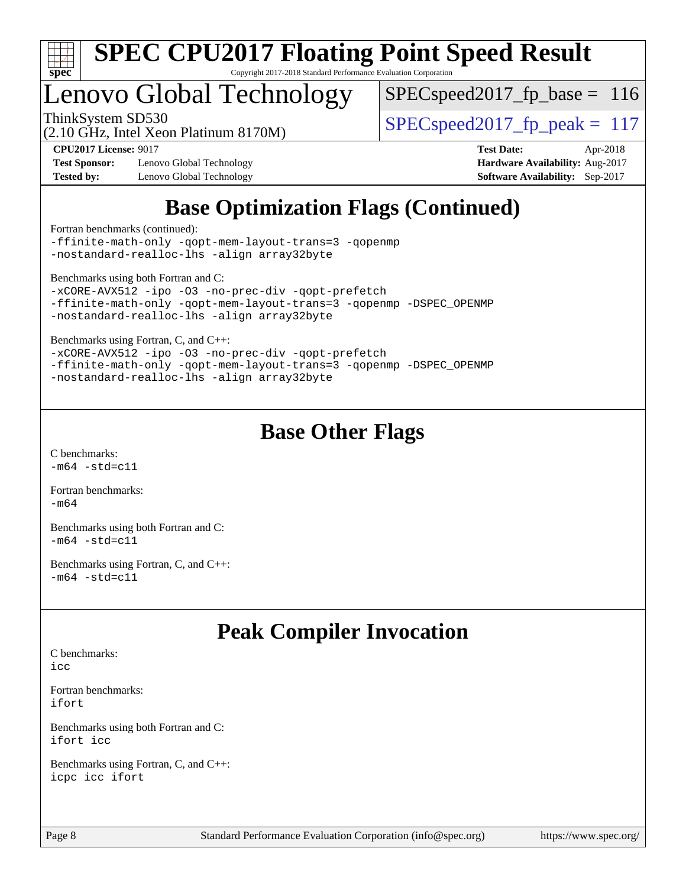## Base Optimization Flags (Continued)

Fortran benchmarks (continued):
```
-ffinite-math-only -qopt-mem-layout-trans=3 -qopenmp
-nostandard-realloc-lhs -align array32byte
```

Benchmarks using both Fortran and C:
```
-xCORE-AVX512 -ipo -O3 -no-prec-div -qopt-prefetch
-ffinite-math-only -qopt-mem-layout-trans=3 -qopenmp -DSPEC_OPENMP
-nostandard-realloc-lhs -align array32byte
```

Benchmarks using Fortran, C, and C++:
```
-xCORE-AVX512 -ipo -O3 -no-prec-div -qopt-prefetch
-ffinite-math-only -qopt-mem-layout-trans=3 -qopenmp -DSPEC_OPENMP
-nostandard-realloc-lhs -align array32byte
```

## Base Other Flags

C benchmarks:
```
-m64 -std=c11
```

Fortran benchmarks:
```
-m64
```

Benchmarks using both Fortran and C:
```
-m64 -std=c11
```

Benchmarks using Fortran, C, and C++:
```
-m64 -std=c11
```

## Peak Compiler Invocation

C benchmarks:
```
icc
```

Fortran benchmarks:
```
ifort
```

Benchmarks using both Fortran and C:
```
ifort icc
```

Benchmarks using Fortran, C, and C++:
```
icpc icc ifort
```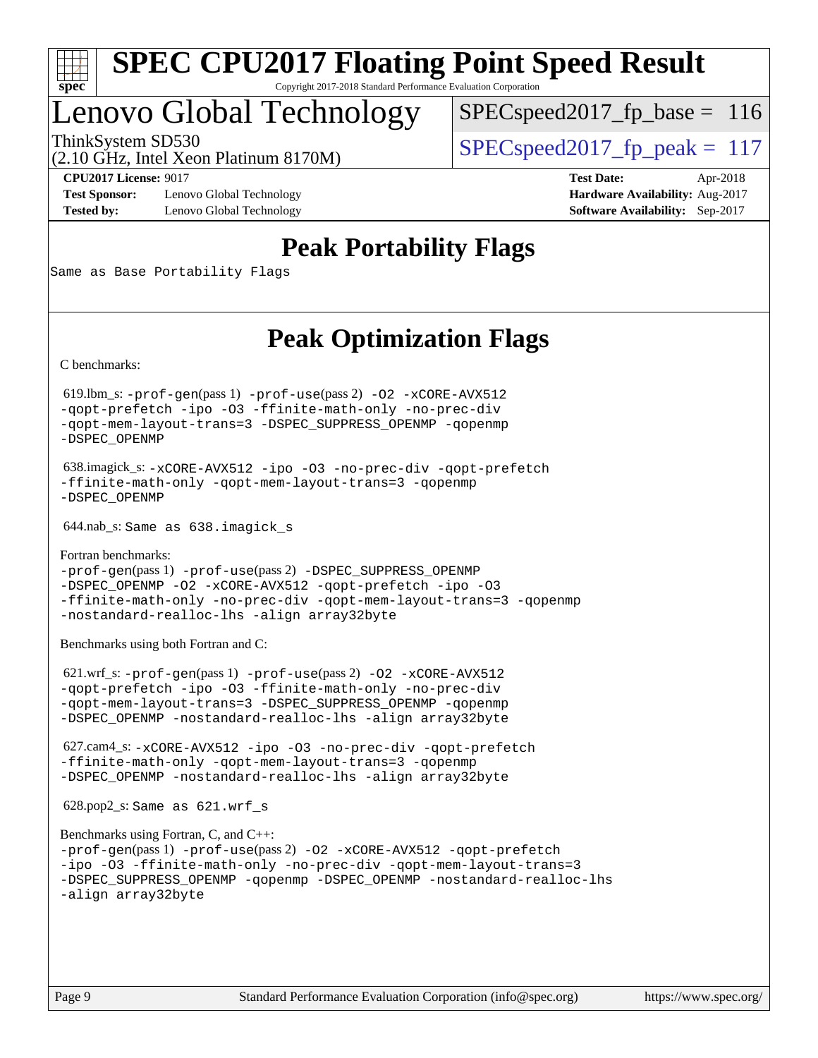# SPEC CPU2017 Floating Point Speed Result

Copyright 2017-2018 Standard Performance Evaluation Corporation

# Lenovo Global Technology

ThinkSystem SD530
(2.10 GHz, Intel Xeon Platinum 8170M)

SPECspeed2017_fp_base = 116

SPECspeed2017_fp_peak = 117

**CPU2017 License:** 9017
**Test Sponsor:** Lenovo Global Technology
**Tested by:** Lenovo Global Technology

**Test Date:** Apr-2018
**Hardware Availability:** Aug-2017
**Software Availability:** Sep-2017

## Peak Portability Flags

Same as Base Portability Flags

## Peak Optimization Flags

C benchmarks:

619.lbm_s: -prof-gen(pass 1) -prof-use(pass 2) -O2 -xCORE-AVX512 -qopt-prefetch -ipo -O3 -ffinite-math-only -no-prec-div -qopt-mem-layout-trans=3 -DSPEC_SUPPRESS_OPENMP -qopenmp -DSPEC_OPENMP

638.imagick_s: -xCORE-AVX512 -ipo -O3 -no-prec-div -qopt-prefetch -ffinite-math-only -qopt-mem-layout-trans=3 -qopenmp -DSPEC_OPENMP

644.nab_s: Same as 638.imagick_s

Fortran benchmarks:
-prof-gen(pass 1) -prof-use(pass 2) -DSPEC_SUPPRESS_OPENMP -DSPEC_OPENMP -O2 -xCORE-AVX512 -qopt-prefetch -ipo -O3 -ffinite-math-only -no-prec-div -qopt-mem-layout-trans=3 -qopenmp -nostandard-realloc-lhs -align array32byte

Benchmarks using both Fortran and C:

621.wrf_s: -prof-gen(pass 1) -prof-use(pass 2) -O2 -xCORE-AVX512 -qopt-prefetch -ipo -O3 -ffinite-math-only -no-prec-div -qopt-mem-layout-trans=3 -DSPEC_SUPPRESS_OPENMP -qopenmp -DSPEC_OPENMP -nostandard-realloc-lhs -align array32byte

627.cam4_s: -xCORE-AVX512 -ipo -O3 -no-prec-div -qopt-prefetch -ffinite-math-only -qopt-mem-layout-trans=3 -qopenmp -DSPEC_OPENMP -nostandard-realloc-lhs -align array32byte

628.pop2_s: Same as 621.wrf_s

Benchmarks using Fortran, C, and C++:
-prof-gen(pass 1) -prof-use(pass 2) -O2 -xCORE-AVX512 -qopt-prefetch -ipo -O3 -ffinite-math-only -no-prec-div -qopt-mem-layout-trans=3 -DSPEC_SUPPRESS_OPENMP -qopenmp -DSPEC_OPENMP -nostandard-realloc-lhs -align array32byte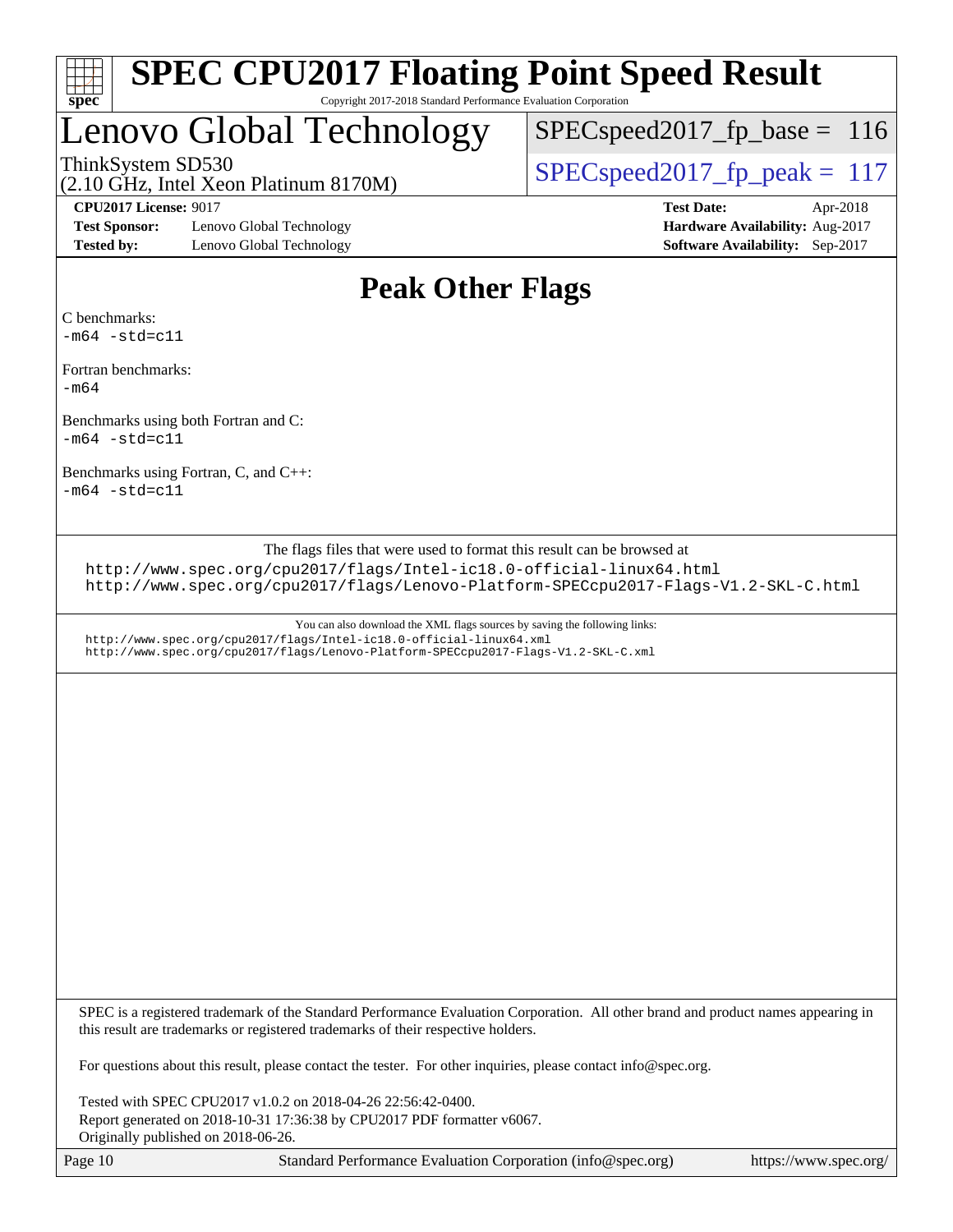# SPEC CPU2017 Floating Point Speed Result

Copyright 2017-2018 Standard Performance Evaluation Corporation

## Lenovo Global Technology

ThinkSystem SD530
(2.10 GHz, Intel Xeon Platinum 8170M)

SPECspeed2017_fp_base = 116

SPECspeed2017_fp_peak = 117

**CPU2017 License:** 9017
**Test Sponsor:** Lenovo Global Technology
**Tested by:** Lenovo Global Technology

**Test Date:** Apr-2018
**Hardware Availability:** Aug-2017
**Software Availability:** Sep-2017

## Peak Other Flags

C benchmarks:
-m64 -std=c11

Fortran benchmarks:
-m64

Benchmarks using both Fortran and C:
-m64 -std=c11

Benchmarks using Fortran, C, and C++:
-m64 -std=c11

The flags files that were used to format this result can be browsed at
http://www.spec.org/cpu2017/flags/Intel-ic18.0-official-linux64.html
http://www.spec.org/cpu2017/flags/Lenovo-Platform-SPECcpu2017-Flags-V1.2-SKL-C.html

You can also download the XML flags sources by saving the following links:
http://www.spec.org/cpu2017/flags/Intel-ic18.0-official-linux64.xml
http://www.spec.org/cpu2017/flags/Lenovo-Platform-SPECcpu2017-Flags-V1.2-SKL-C.xml

SPEC is a registered trademark of the Standard Performance Evaluation Corporation. All other brand and product names appearing in this result are trademarks or registered trademarks of their respective holders.

For questions about this result, please contact the tester. For other inquiries, please contact info@spec.org.

Tested with SPEC CPU2017 v1.0.2 on 2018-04-26 22:56:42-0400.
Report generated on 2018-10-31 17:36:38 by CPU2017 PDF formatter v6067.
Originally published on 2018-06-26.